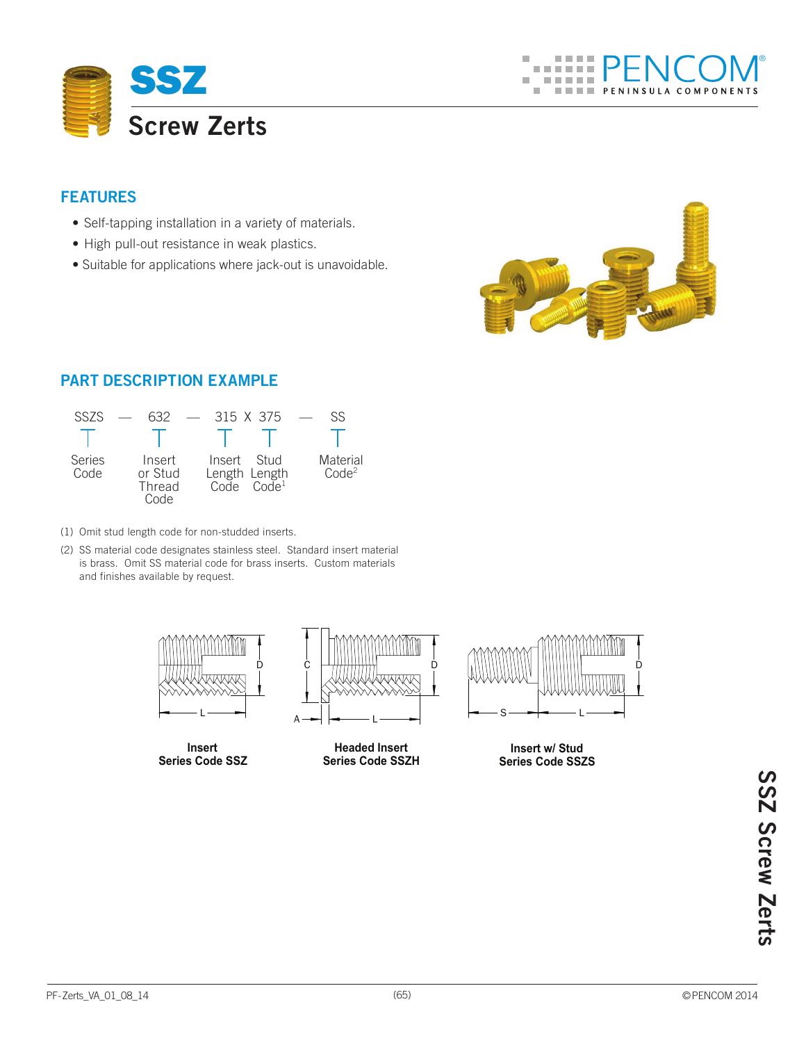# SSZ

## Screw Zerts

### FEATURES

- Self-tapping installation in a variety of materials.
- High pull-out resistance in weak plastics.
- Suitable for applications where jack-out is unavoidable.

### PART DESCRIPTION EXAMPLE

| SSZS | — | 632 | — | 315 | X | 375 | — | SS |
|---|---|---|---|---|---|---|---|---|
| Series Code | | Insert or Stud Thread Code | | Insert Length Code | | Stud Length Code[1] | | Material Code[2] |

(1) Omit stud length code for non-studded inserts.

(2) SS material code designates stainless steel. Standard insert material is brass. Omit SS material code for brass inserts. Custom materials and finishes available by request.

**Insert**
**Series Code SSZ**

**Headed Insert**
**Series Code SSZH**

**Insert w/ Stud**
**Series Code SSZS**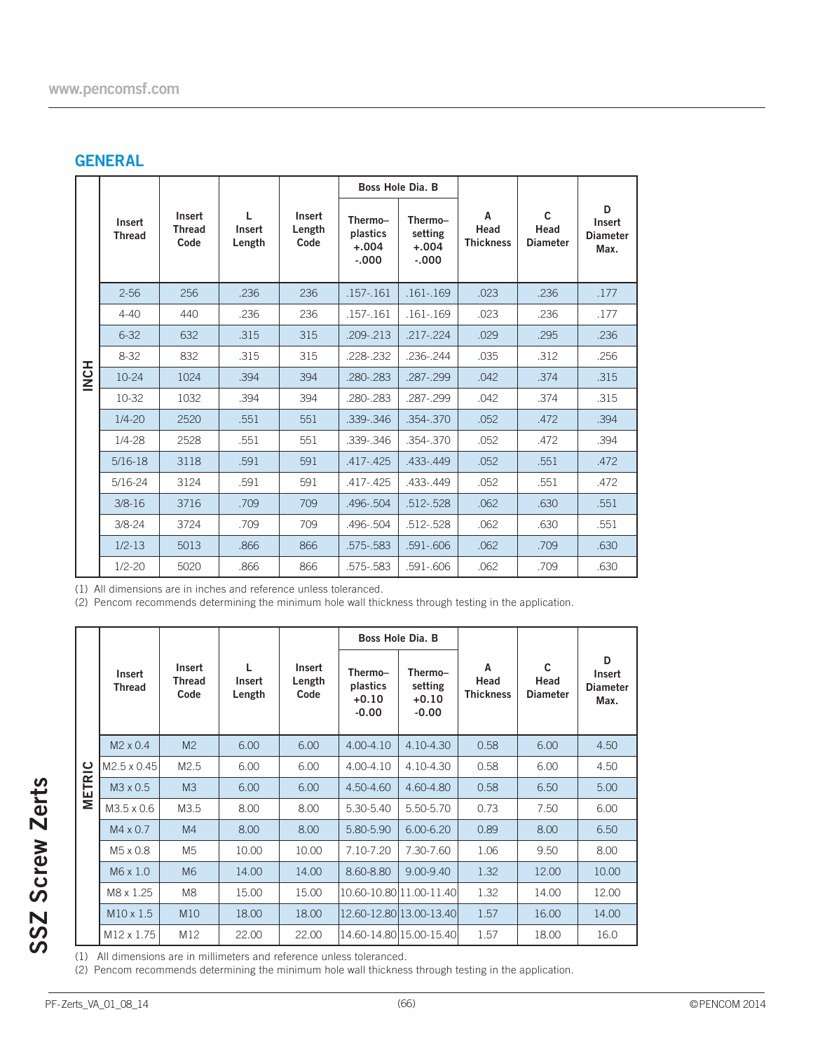## GENERAL

| INCH | Insert Thread | Insert Thread Code | L Insert Length | Insert Length Code | Boss Hole Dia. B | | A Head Thickness | C Head Diameter | D Insert Diameter Max. |
|---|---|---|---|---|---|---|---|---|---|
| | | | | | Thermo–plastics +.004 -.000 | Thermo–setting +.004 -.000 | | | |
| | 2-56 | 256 | .236 | 236 | .157-.161 | .161-.169 | .023 | .236 | .177 |
| | 4-40 | 440 | .236 | 236 | .157-.161 | .161-.169 | .023 | .236 | .177 |
| | 6-32 | 632 | .315 | 315 | .209-.213 | .217-.224 | .029 | .295 | .236 |
| | 8-32 | 832 | .315 | 315 | .228-.232 | .236-.244 | .035 | .312 | .256 |
| | 10-24 | 1024 | .394 | 394 | .280-.283 | .287-.299 | .042 | .374 | .315 |
| | 10-32 | 1032 | .394 | 394 | .280-.283 | .287-.299 | .042 | .374 | .315 |
| | 1/4-20 | 2520 | .551 | 551 | .339-.346 | .354-.370 | .052 | .472 | .394 |
| | 1/4-28 | 2528 | .551 | 551 | .339-.346 | .354-.370 | .052 | .472 | .394 |
| | 5/16-18 | 3118 | .591 | 591 | .417-.425 | .433-.449 | .052 | .551 | .472 |
| | 5/16-24 | 3124 | .591 | 591 | .417-.425 | .433-.449 | .052 | .551 | .472 |
| | 3/8-16 | 3716 | .709 | 709 | .496-.504 | .512-.528 | .062 | .630 | .551 |
| | 3/8-24 | 3724 | .709 | 709 | .496-.504 | .512-.528 | .062 | .630 | .551 |
| | 1/2-13 | 5013 | .866 | 866 | .575-.583 | .591-.606 | .062 | .709 | .630 |
| | 1/2-20 | 5020 | .866 | 866 | .575-.583 | .591-.606 | .062 | .709 | .630 |

(1) All dimensions are in inches and reference unless toleranced.
(2) Pencom recommends determining the minimum hole wall thickness through testing in the application.

| METRIC | Insert Thread | Insert Thread Code | L Insert Length | Insert Length Code | Boss Hole Dia. B | | A Head Thickness | C Head Diameter | D Insert Diameter Max. |
|---|---|---|---|---|---|---|---|---|---|
| | | | | | Thermo–plastics +0.10 -0.00 | Thermo–setting +0.10 -0.00 | | | |
| | M2 x 0.4 | M2 | 6.00 | 6.00 | 4.00-4.10 | 4.10-4.30 | 0.58 | 6.00 | 4.50 |
| | M2.5 x 0.45 | M2.5 | 6.00 | 6.00 | 4.00-4.10 | 4.10-4.30 | 0.58 | 6.00 | 4.50 |
| | M3 x 0.5 | M3 | 6.00 | 6.00 | 4.50-4.60 | 4.60-4.80 | 0.58 | 6.50 | 5.00 |
| | M3.5 x 0.6 | M3.5 | 8.00 | 8.00 | 5.30-5.40 | 5.50-5.70 | 0.73 | 7.50 | 6.00 |
| | M4 x 0.7 | M4 | 8.00 | 8.00 | 5.80-5.90 | 6.00-6.20 | 0.89 | 8.00 | 6.50 |
| | M5 x 0.8 | M5 | 10.00 | 10.00 | 7.10-7.20 | 7.30-7.60 | 1.06 | 9.50 | 8.00 |
| | M6 x 1.0 | M6 | 14.00 | 14.00 | 8.60-8.80 | 9.00-9.40 | 1.32 | 12.00 | 10.00 |
| | M8 x 1.25 | M8 | 15.00 | 15.00 | 10.60-10.80 | 11.00-11.40 | 1.32 | 14.00 | 12.00 |
| | M10 x 1.5 | M10 | 18.00 | 18.00 | 12.60-12.80 | 13.00-13.40 | 1.57 | 16.00 | 14.00 |
| | M12 x 1.75 | M12 | 22.00 | 22.00 | 14.60-14.80 | 15.00-15.40 | 1.57 | 18.00 | 16.0 |

(1) All dimensions are in millimeters and reference unless toleranced.
(2) Pencom recommends determining the minimum hole wall thickness through testing in the application.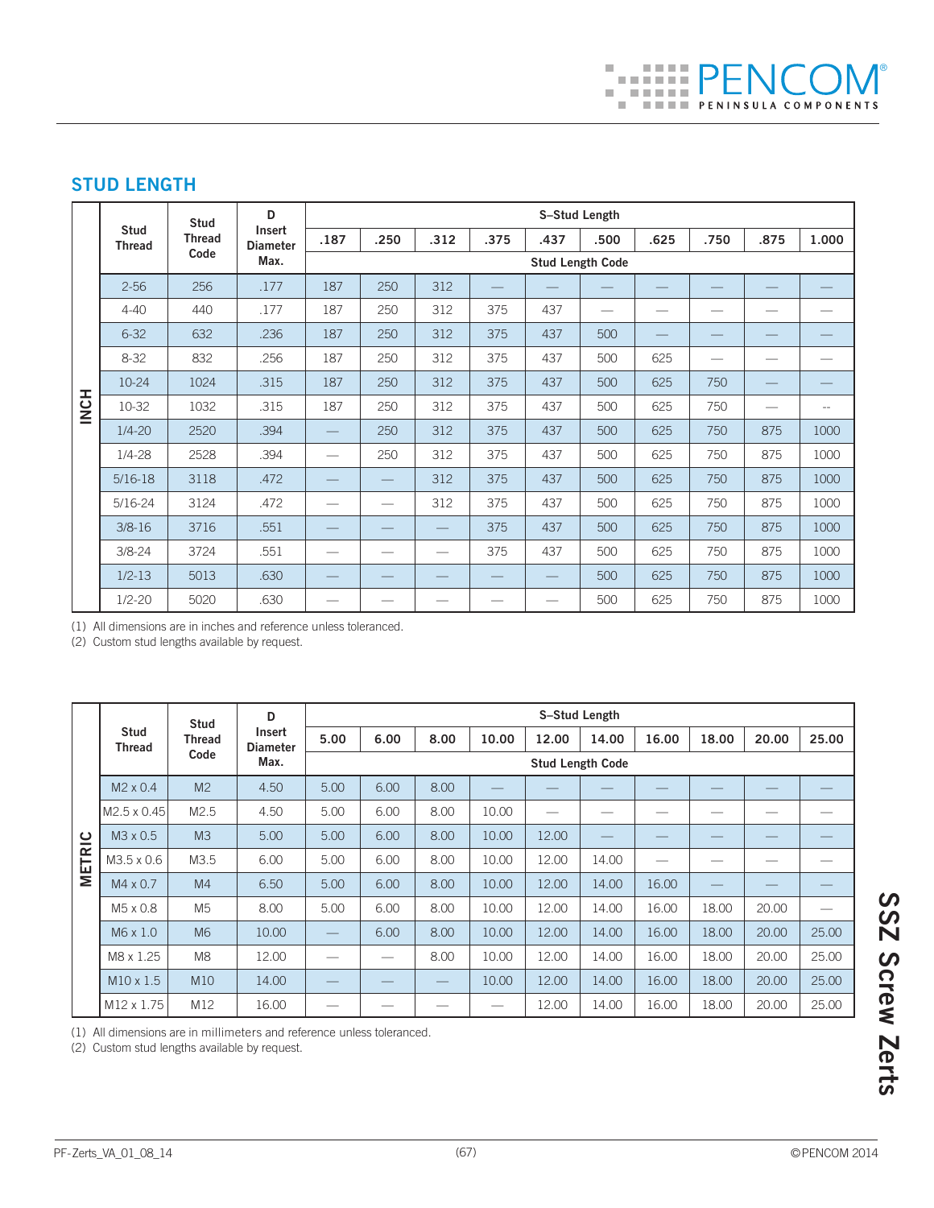## STUD LENGTH

| | Stud Thread | Stud Thread Code | D Insert Diameter Max. | S–Stud Length | | | | | | | | | |
|---|---|---|---|---|---|---|---|---|---|---|---|---|---|
| | | | | .187 | .250 | .312 | .375 | .437 | .500 | .625 | .750 | .875 | 1.000 |
| | | | | Stud Length Code | | | | | | | | | |
| INCH | 2-56 | 256 | .177 | 187 | 250 | 312 | — | — | — | — | — | — | — |
| | 4-40 | 440 | .177 | 187 | 250 | 312 | 375 | 437 | — | — | — | — | — |
| | 6-32 | 632 | .236 | 187 | 250 | 312 | 375 | 437 | 500 | — | — | — | — |
| | 8-32 | 832 | .256 | 187 | 250 | 312 | 375 | 437 | 500 | 625 | — | — | — |
| | 10-24 | 1024 | .315 | 187 | 250 | 312 | 375 | 437 | 500 | 625 | 750 | — | — |
| | 10-32 | 1032 | .315 | 187 | 250 | 312 | 375 | 437 | 500 | 625 | 750 | — | -- |
| | 1/4-20 | 2520 | .394 | — | 250 | 312 | 375 | 437 | 500 | 625 | 750 | 875 | 1000 |
| | 1/4-28 | 2528 | .394 | — | 250 | 312 | 375 | 437 | 500 | 625 | 750 | 875 | 1000 |
| | 5/16-18 | 3118 | .472 | — | — | 312 | 375 | 437 | 500 | 625 | 750 | 875 | 1000 |
| | 5/16-24 | 3124 | .472 | — | — | 312 | 375 | 437 | 500 | 625 | 750 | 875 | 1000 |
| | 3/8-16 | 3716 | .551 | — | — | — | 375 | 437 | 500 | 625 | 750 | 875 | 1000 |
| | 3/8-24 | 3724 | .551 | — | — | — | 375 | 437 | 500 | 625 | 750 | 875 | 1000 |
| | 1/2-13 | 5013 | .630 | — | — | — | — | — | 500 | 625 | 750 | 875 | 1000 |
| | 1/2-20 | 5020 | .630 | — | — | — | — | — | 500 | 625 | 750 | 875 | 1000 |

(1) All dimensions are in inches and reference unless toleranced.
(2) Custom stud lengths available by request.

| | Stud Thread | Stud Thread Code | D Insert Diameter Max. | S–Stud Length | | | | | | | | | |
|---|---|---|---|---|---|---|---|---|---|---|---|---|---|
| | | | | 5.00 | 6.00 | 8.00 | 10.00 | 12.00 | 14.00 | 16.00 | 18.00 | 20.00 | 25.00 |
| | | | | Stud Length Code | | | | | | | | | |
| METRIC | M2 x 0.4 | M2 | 4.50 | 5.00 | 6.00 | 8.00 | — | — | — | — | — | — | — |
| | M2.5 x 0.45 | M2.5 | 4.50 | 5.00 | 6.00 | 8.00 | 10.00 | — | — | — | — | — | — |
| | M3 x 0.5 | M3 | 5.00 | 5.00 | 6.00 | 8.00 | 10.00 | 12.00 | — | — | — | — | — |
| | M3.5 x 0.6 | M3.5 | 6.00 | 5.00 | 6.00 | 8.00 | 10.00 | 12.00 | 14.00 | — | — | — | — |
| | M4 x 0.7 | M4 | 6.50 | 5.00 | 6.00 | 8.00 | 10.00 | 12.00 | 14.00 | 16.00 | — | — | — |
| | M5 x 0.8 | M5 | 8.00 | 5.00 | 6.00 | 8.00 | 10.00 | 12.00 | 14.00 | 16.00 | 18.00 | 20.00 | — |
| | M6 x 1.0 | M6 | 10.00 | — | 6.00 | 8.00 | 10.00 | 12.00 | 14.00 | 16.00 | 18.00 | 20.00 | 25.00 |
| | M8 x 1.25 | M8 | 12.00 | — | — | 8.00 | 10.00 | 12.00 | 14.00 | 16.00 | 18.00 | 20.00 | 25.00 |
| | M10 x 1.5 | M10 | 14.00 | — | — | — | 10.00 | 12.00 | 14.00 | 16.00 | 18.00 | 20.00 | 25.00 |
| | M12 x 1.75 | M12 | 16.00 | — | — | — | — | 12.00 | 14.00 | 16.00 | 18.00 | 20.00 | 25.00 |

(1) All dimensions are in millimeters and reference unless toleranced.
(2) Custom stud lengths available by request.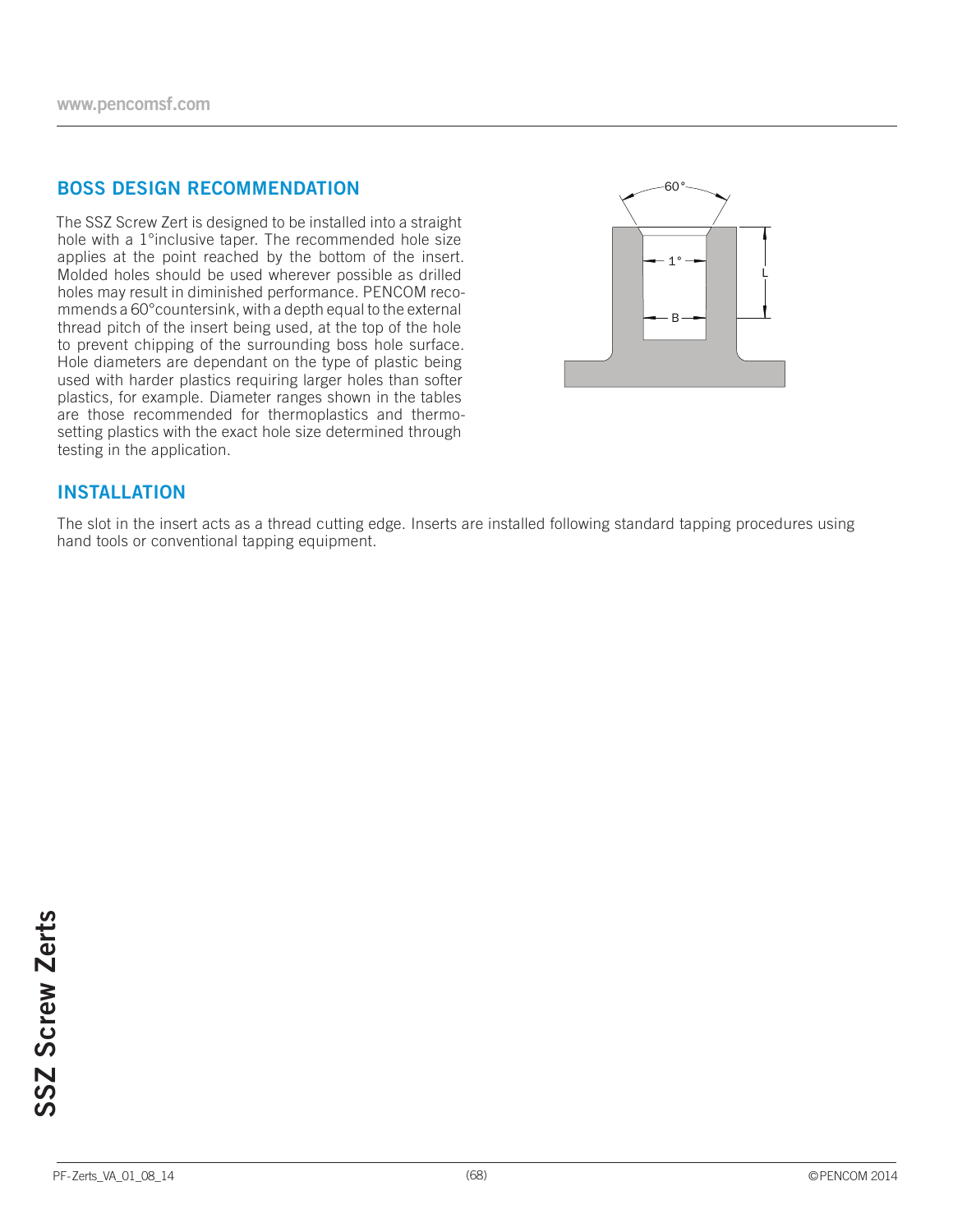## BOSS DESIGN RECOMMENDATION

The SSZ Screw Zert is designed to be installed into a straight hole with a 1°inclusive taper. The recommended hole size applies at the point reached by the bottom of the insert. Molded holes should be used wherever possible as drilled holes may result in diminished performance. PENCOM recommends a 60°countersink, with a depth equal to the external thread pitch of the insert being used, at the top of the hole to prevent chipping of the surrounding boss hole surface. Hole diameters are dependant on the type of plastic being used with harder plastics requiring larger holes than softer plastics, for example. Diameter ranges shown in the tables are those recommended for thermoplastics and thermosetting plastics with the exact hole size determined through testing in the application.

60°

1°

L

B

## INSTALLATION

The slot in the insert acts as a thread cutting edge. Inserts are installed following standard tapping procedures using hand tools or conventional tapping equipment.